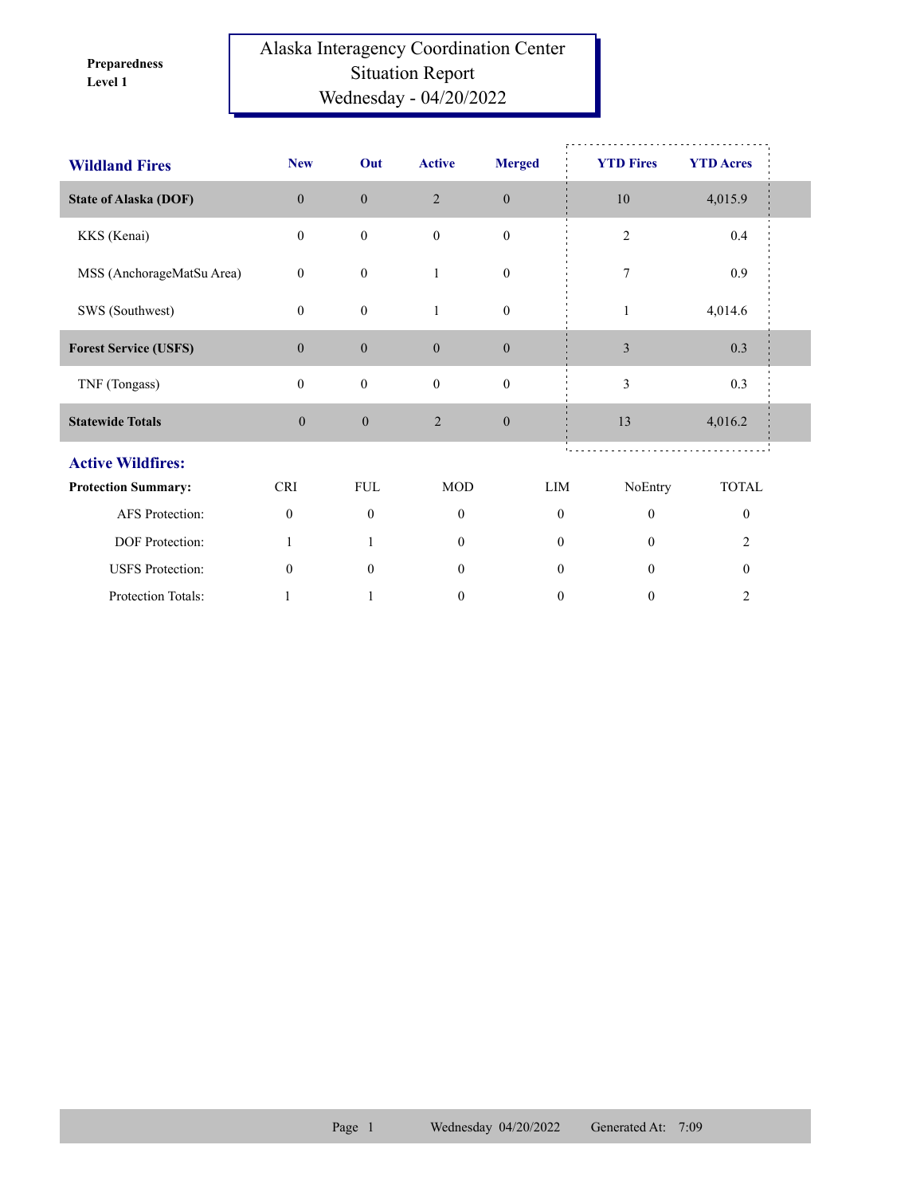**Preparedness Level 1**

# Alaska Interagency Coordination Center Situation Report
## Wednesday - 04/20/2022

| Wildland Fires | New | Out | Active | Merged | YTD Fires | YTD Acres |
|---|---|---|---|---|---|---|
| **State of Alaska (DOF)** | 0 | 0 | 2 | 0 | 10 | 4,015.9 |
| KKS (Kenai) | 0 | 0 | 0 | 0 | 2 | 0.4 |
| MSS (AnchorageMatSu Area) | 0 | 0 | 1 | 0 | 7 | 0.9 |
| SWS (Southwest) | 0 | 0 | 1 | 0 | 1 | 4,014.6 |
| **Forest Service (USFS)** | 0 | 0 | 0 | 0 | 3 | 0.3 |
| TNF (Tongass) | 0 | 0 | 0 | 0 | 3 | 0.3 |
| **Statewide Totals** | 0 | 0 | 2 | 0 | 13 | 4,016.2 |

## Active Wildfires:

| Protection Summary: | CRI | FUL | MOD | LIM | NoEntry | TOTAL |
|---|---|---|---|---|---|---|
| AFS Protection: | 0 | 0 | 0 | 0 | 0 | 0 |
| DOF Protection: | 1 | 1 | 0 | 0 | 0 | 2 |
| USFS Protection: | 0 | 0 | 0 | 0 | 0 | 0 |
| Protection Totals: | 1 | 1 | 0 | 0 | 0 | 2 |

Wednesday 04/20/2022 Generated At: 7:09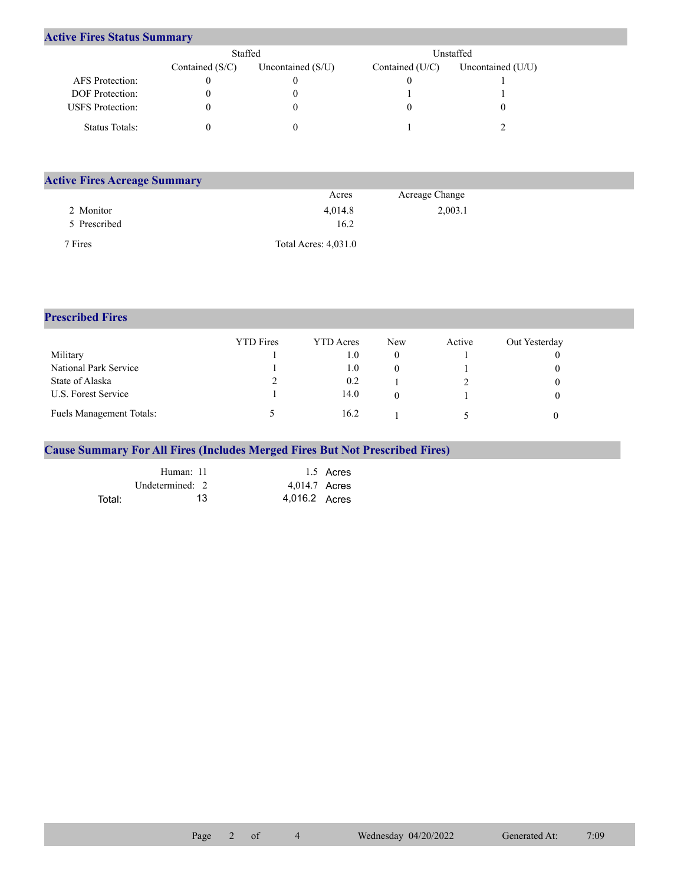## Active Fires Status Summary

| | Staffed | | Unstaffed | |
|---|---|---|---|---|
| | Contained (S/C) | Uncontained (S/U) | Contained (U/C) | Uncontained (U/U) |
| AFS Protection: | 0 | 0 | 0 | 1 |
| DOF Protection: | 0 | 0 | 1 | 1 |
| USFS Protection: | 0 | 0 | 0 | 0 |
| Status Totals: | 0 | 0 | 1 | 2 |

## Active Fires Acreage Summary

| | Acres | Acreage Change |
|---|---|---|
| 2 Monitor | 4,014.8 | 2,003.1 |
| 5 Prescribed | 16.2 | |
| 7 Fires | Total Acres: 4,031.0 | |

## Prescribed Fires

| | YTD Fires | YTD Acres | New | Active | Out Yesterday |
|---|---|---|---|---|---|
| Military | 1 | 1.0 | 0 | 1 | 0 |
| National Park Service | 1 | 1.0 | 0 | 1 | 0 |
| State of Alaska | 2 | 0.2 | 1 | 2 | 0 |
| U.S. Forest Service | 1 | 14.0 | 0 | 1 | 0 |
| Fuels Management Totals: | 5 | 16.2 | 1 | 5 | 0 |

## Cause Summary For All Fires (Includes Merged Fires But Not Prescribed Fires)

| | | |
|---|---|---|
| Human: | 11 | 1.5 Acres |
| Undetermined: | 2 | 4,014.7 Acres |
| Total: | 13 | 4,016.2 Acres |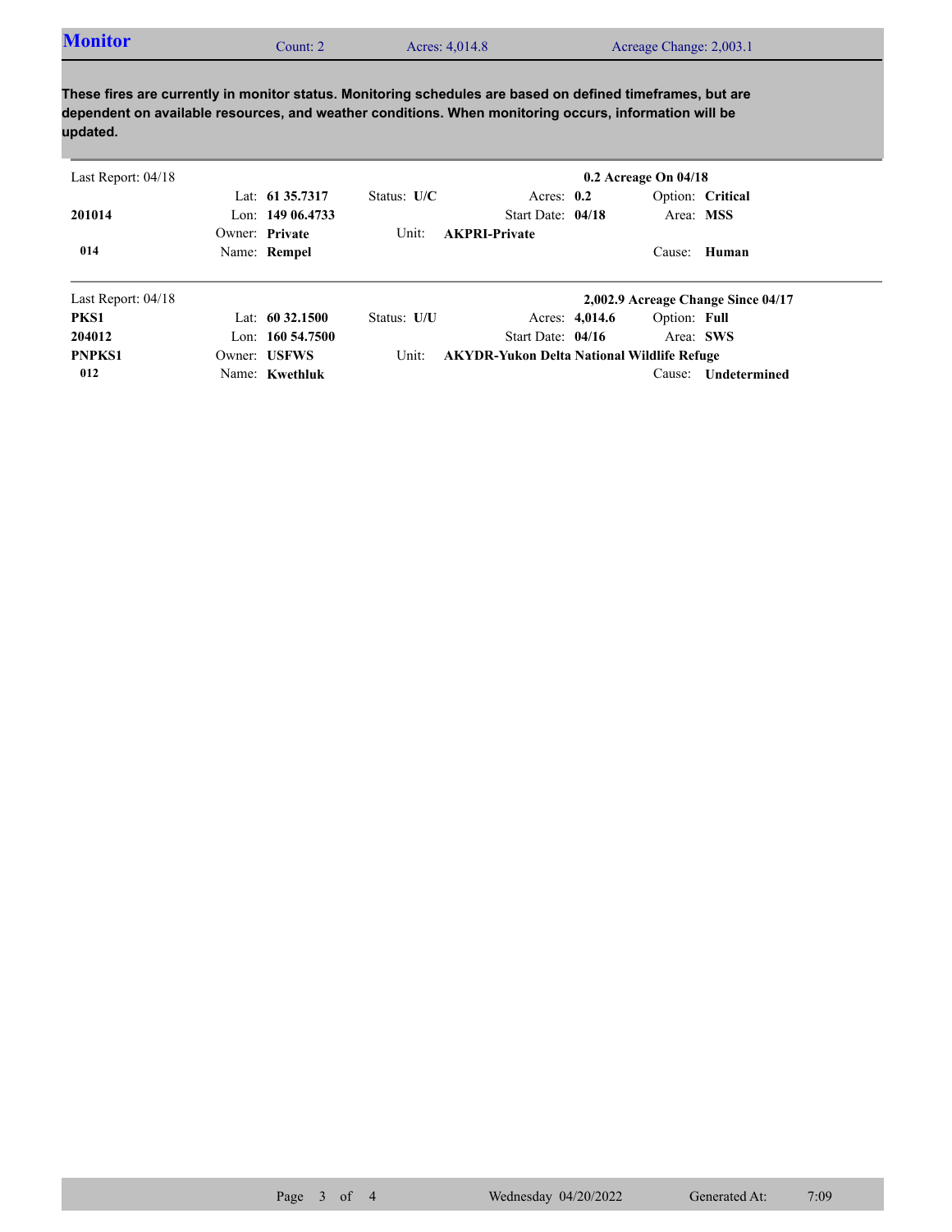## Monitor

Count: 2 | Acres: 4,014.8 | Acreage Change: 2,003.1

**These fires are currently in monitor status. Monitoring schedules are based on defined timeframes, but are dependent on available resources, and weather conditions. When monitoring occurs, information will be updated.**

---

Last Report: 04/18 — **0.2 Acreage On 04/18**

| | | | | | |
|---|---|---|---|---|---|
| | Lat: **61 35.7317** | Status: **U/C** | Acres: **0.2** | Option: **Critical** | |
| **201014** | Lon: **149 06.4733** | | Start Date: **04/18** | Area: **MSS** | |
| | Owner: **Private** | Unit: **AKPRI-Private** | | | |
| **014** | Name: **Rempel** | | | Cause: **Human** | |

---

Last Report: 04/18 — **2,002.9 Acreage Change Since 04/17**

| | | | | | |
|---|---|---|---|---|---|
| **PKS1** | Lat: **60 32.1500** | Status: **U/U** | Acres: **4,014.6** | Option: **Full** | |
| **204012** | Lon: **160 54.7500** | | Start Date: **04/16** | Area: **SWS** | |
| **PNPKS1** | Owner: **USFWS** | Unit: **AKYDR-Yukon Delta National Wildlife Refuge** | | | |
| **012** | Name: **Kwethluk** | | | Cause: **Undetermined** | |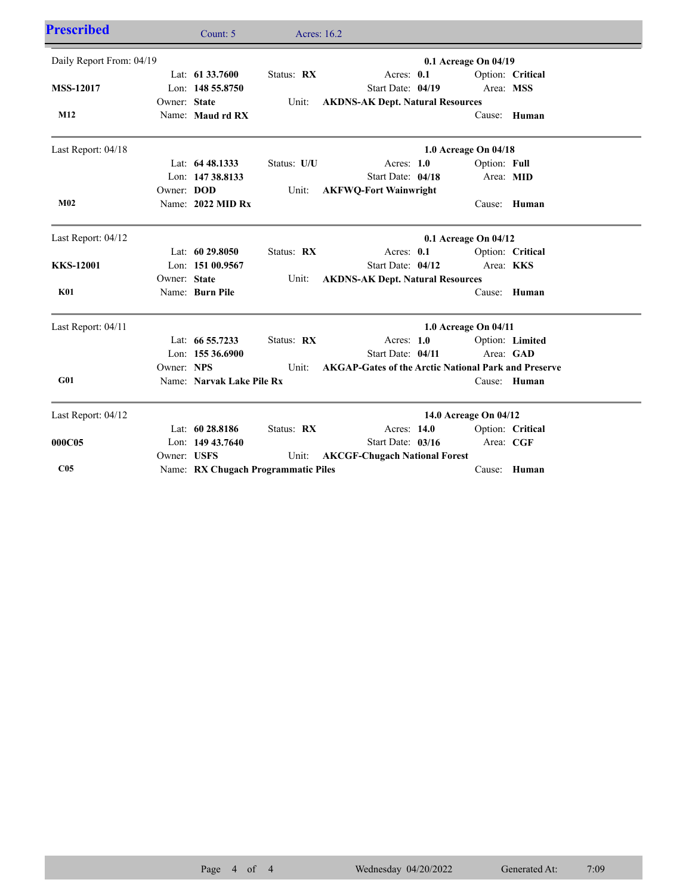## Prescribed

Count: 5 Acres: 16.2

---

Daily Report From: 04/19

**0.1 Acreage On 04/19**

| | | | | |
|---|---|---|---|---|
| **MSS-12017** | Lat: **61 33.7600** | Status: **RX** | Acres: **0.1** | Option: **Critical** |
| | Lon: **148 55.8750** | | Start Date: **04/19** | Area: **MSS** |
| | Owner: **State** | Unit: **AKDNS-AK Dept. Natural Resources** | | |
| **M12** | Name: **Maud rd RX** | | | Cause: **Human** |

---

Last Report: 04/18

**1.0 Acreage On 04/18**

| | | | | |
|---|---|---|---|---|
| | Lat: **64 48.1333** | Status: **U/U** | Acres: **1.0** | Option: **Full** |
| | Lon: **147 38.8133** | | Start Date: **04/18** | Area: **MID** |
| | Owner: **DOD** | Unit: **AKFWQ-Fort Wainwright** | | |
| **M02** | Name: **2022 MID Rx** | | | Cause: **Human** |

---

Last Report: 04/12

**0.1 Acreage On 04/12**

| | | | | |
|---|---|---|---|---|
| **KKS-12001** | Lat: **60 29.8050** | Status: **RX** | Acres: **0.1** | Option: **Critical** |
| | Lon: **151 00.9567** | | Start Date: **04/12** | Area: **KKS** |
| | Owner: **State** | Unit: **AKDNS-AK Dept. Natural Resources** | | |
| **K01** | Name: **Burn Pile** | | | Cause: **Human** |

---

Last Report: 04/11

**1.0 Acreage On 04/11**

| | | | | |
|---|---|---|---|---|
| | Lat: **66 55.7233** | Status: **RX** | Acres: **1.0** | Option: **Limited** |
| | Lon: **155 36.6900** | | Start Date: **04/11** | Area: **GAD** |
| | Owner: **NPS** | Unit: **AKGAP-Gates of the Arctic National Park and Preserve** | | |
| **G01** | Name: **Narvak Lake Pile Rx** | | | Cause: **Human** |

---

Last Report: 04/12

**14.0 Acreage On 04/12**

| | | | | |
|---|---|---|---|---|
| **000C05** | Lat: **60 28.8186** | Status: **RX** | Acres: **14.0** | Option: **Critical** |
| | Lon: **149 43.7640** | | Start Date: **03/16** | Area: **CGF** |
| | Owner: **USFS** | Unit: **AKCGF-Chugach National Forest** | | |
| **C05** | Name: **RX Chugach Programmatic Piles** | | | Cause: **Human** |

Wednesday 04/20/2022 Generated At: 7:09